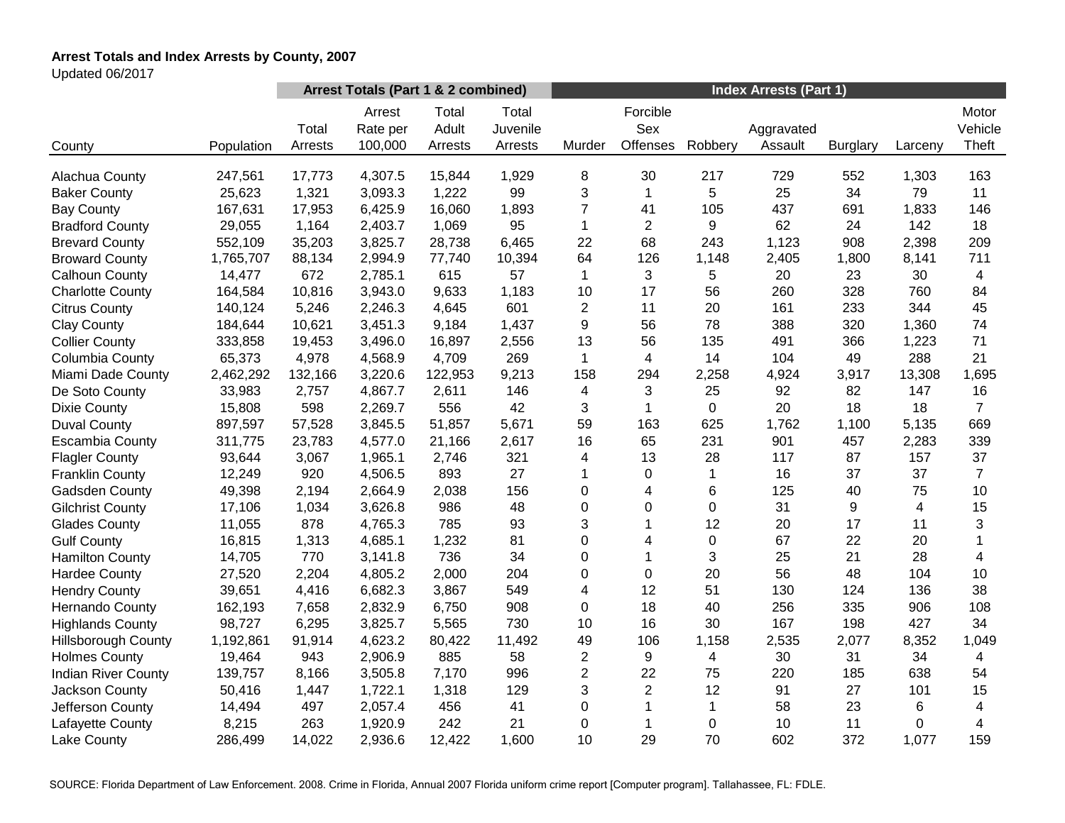**Arrest Totals and Index Arrests by County, 2007**

Updated 06/2017

| | | Arrest Totals (Part 1 & 2 combined) | | | | Index Arrests (Part 1) | | | | | | |
|---|---|---|---|---|---|---|---|---|---|---|---|---|
| County | Population | Total Arrests | Arrest Rate per 100,000 | Total Adult Arrests | Total Juvenile Arrests | Murder | Forcible Sex Offenses | Robbery | Aggravated Assault | Burglary | Larceny | Motor Vehicle Theft |
| Alachua County | 247,561 | 17,773 | 4,307.5 | 15,844 | 1,929 | 8 | 30 | 217 | 729 | 552 | 1,303 | 163 |
| Baker County | 25,623 | 1,321 | 3,093.3 | 1,222 | 99 | 3 | 1 | 5 | 25 | 34 | 79 | 11 |
| Bay County | 167,631 | 17,953 | 6,425.9 | 16,060 | 1,893 | 7 | 41 | 105 | 437 | 691 | 1,833 | 146 |
| Bradford County | 29,055 | 1,164 | 2,403.7 | 1,069 | 95 | 1 | 2 | 9 | 62 | 24 | 142 | 18 |
| Brevard County | 552,109 | 35,203 | 3,825.7 | 28,738 | 6,465 | 22 | 68 | 243 | 1,123 | 908 | 2,398 | 209 |
| Broward County | 1,765,707 | 88,134 | 2,994.9 | 77,740 | 10,394 | 64 | 126 | 1,148 | 2,405 | 1,800 | 8,141 | 711 |
| Calhoun County | 14,477 | 672 | 2,785.1 | 615 | 57 | 1 | 3 | 5 | 20 | 23 | 30 | 4 |
| Charlotte County | 164,584 | 10,816 | 3,943.0 | 9,633 | 1,183 | 10 | 17 | 56 | 260 | 328 | 760 | 84 |
| Citrus County | 140,124 | 5,246 | 2,246.3 | 4,645 | 601 | 2 | 11 | 20 | 161 | 233 | 344 | 45 |
| Clay County | 184,644 | 10,621 | 3,451.3 | 9,184 | 1,437 | 9 | 56 | 78 | 388 | 320 | 1,360 | 74 |
| Collier County | 333,858 | 19,453 | 3,496.0 | 16,897 | 2,556 | 13 | 56 | 135 | 491 | 366 | 1,223 | 71 |
| Columbia County | 65,373 | 4,978 | 4,568.9 | 4,709 | 269 | 1 | 4 | 14 | 104 | 49 | 288 | 21 |
| Miami Dade County | 2,462,292 | 132,166 | 3,220.6 | 122,953 | 9,213 | 158 | 294 | 2,258 | 4,924 | 3,917 | 13,308 | 1,695 |
| De Soto County | 33,983 | 2,757 | 4,867.7 | 2,611 | 146 | 4 | 3 | 25 | 92 | 82 | 147 | 16 |
| Dixie County | 15,808 | 598 | 2,269.7 | 556 | 42 | 3 | 1 | 0 | 20 | 18 | 18 | 7 |
| Duval County | 897,597 | 57,528 | 3,845.5 | 51,857 | 5,671 | 59 | 163 | 625 | 1,762 | 1,100 | 5,135 | 669 |
| Escambia County | 311,775 | 23,783 | 4,577.0 | 21,166 | 2,617 | 16 | 65 | 231 | 901 | 457 | 2,283 | 339 |
| Flagler County | 93,644 | 3,067 | 1,965.1 | 2,746 | 321 | 4 | 13 | 28 | 117 | 87 | 157 | 37 |
| Franklin County | 12,249 | 920 | 4,506.5 | 893 | 27 | 1 | 0 | 1 | 16 | 37 | 37 | 7 |
| Gadsden County | 49,398 | 2,194 | 2,664.9 | 2,038 | 156 | 0 | 4 | 6 | 125 | 40 | 75 | 10 |
| Gilchrist County | 17,106 | 1,034 | 3,626.8 | 986 | 48 | 0 | 0 | 0 | 31 | 9 | 4 | 15 |
| Glades County | 11,055 | 878 | 4,765.3 | 785 | 93 | 3 | 1 | 12 | 20 | 17 | 11 | 3 |
| Gulf County | 16,815 | 1,313 | 4,685.1 | 1,232 | 81 | 0 | 4 | 0 | 67 | 22 | 20 | 1 |
| Hamilton County | 14,705 | 770 | 3,141.8 | 736 | 34 | 0 | 1 | 3 | 25 | 21 | 28 | 4 |
| Hardee County | 27,520 | 2,204 | 4,805.2 | 2,000 | 204 | 0 | 0 | 20 | 56 | 48 | 104 | 10 |
| Hendry County | 39,651 | 4,416 | 6,682.3 | 3,867 | 549 | 4 | 12 | 51 | 130 | 124 | 136 | 38 |
| Hernando County | 162,193 | 7,658 | 2,832.9 | 6,750 | 908 | 0 | 18 | 40 | 256 | 335 | 906 | 108 |
| Highlands County | 98,727 | 6,295 | 3,825.7 | 5,565 | 730 | 10 | 16 | 30 | 167 | 198 | 427 | 34 |
| Hillsborough County | 1,192,861 | 91,914 | 4,623.2 | 80,422 | 11,492 | 49 | 106 | 1,158 | 2,535 | 2,077 | 8,352 | 1,049 |
| Holmes County | 19,464 | 943 | 2,906.9 | 885 | 58 | 2 | 9 | 4 | 30 | 31 | 34 | 4 |
| Indian River County | 139,757 | 8,166 | 3,505.8 | 7,170 | 996 | 2 | 22 | 75 | 220 | 185 | 638 | 54 |
| Jackson County | 50,416 | 1,447 | 1,722.1 | 1,318 | 129 | 3 | 2 | 12 | 91 | 27 | 101 | 15 |
| Jefferson County | 14,494 | 497 | 2,057.4 | 456 | 41 | 0 | 1 | 1 | 58 | 23 | 6 | 4 |
| Lafayette County | 8,215 | 263 | 1,920.9 | 242 | 21 | 0 | 1 | 0 | 10 | 11 | 0 | 4 |
| Lake County | 286,499 | 14,022 | 2,936.6 | 12,422 | 1,600 | 10 | 29 | 70 | 602 | 372 | 1,077 | 159 |

SOURCE: Florida Department of Law Enforcement. 2008. Crime in Florida, Annual 2007 Florida uniform crime report [Computer program]. Tallahassee, FL: FDLE.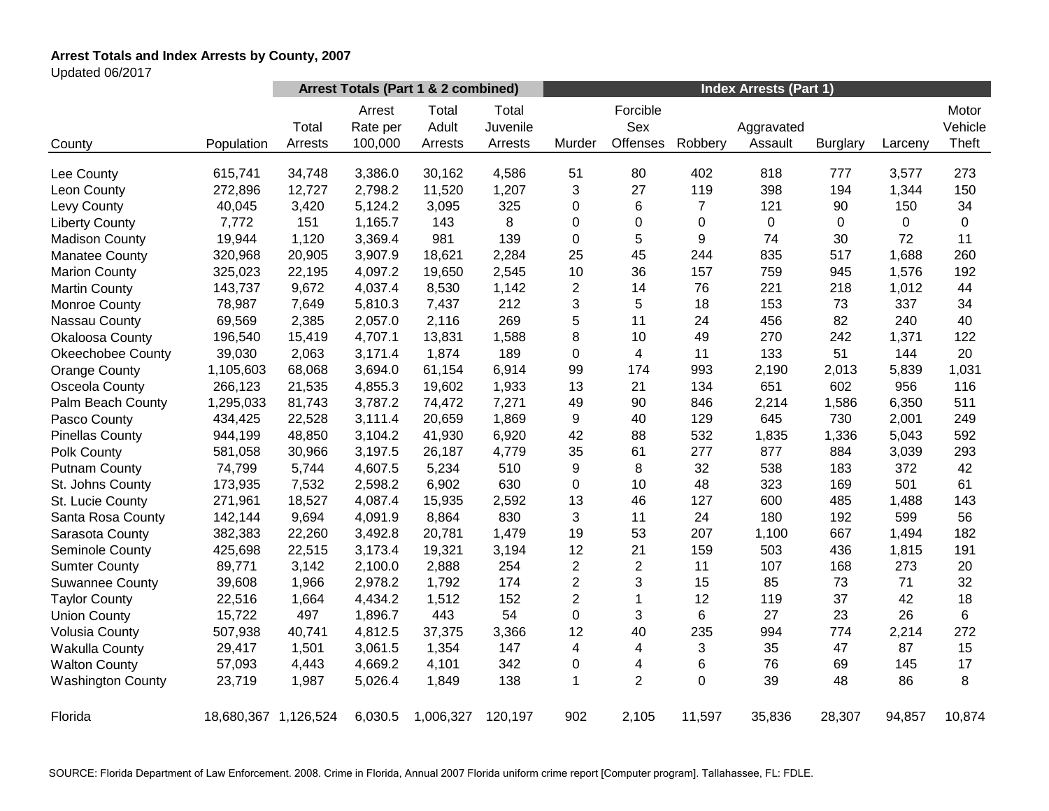**Arrest Totals and Index Arrests by County, 2007**

Updated 06/2017

| | | Arrest Totals (Part 1 & 2 combined) | | | | Index Arrests (Part 1) | | | | | | |
|---|---|---|---|---|---|---|---|---|---|---|---|---|
| County | Population | Total Arrests | Arrest Rate per 100,000 | Total Adult Arrests | Total Juvenile Arrests | Murder | Forcible Sex Offenses | Robbery | Aggravated Assault | Burglary | Larceny | Motor Vehicle Theft |
| Lee County | 615,741 | 34,748 | 3,386.0 | 30,162 | 4,586 | 51 | 80 | 402 | 818 | 777 | 3,577 | 273 |
| Leon County | 272,896 | 12,727 | 2,798.2 | 11,520 | 1,207 | 3 | 27 | 119 | 398 | 194 | 1,344 | 150 |
| Levy County | 40,045 | 3,420 | 5,124.2 | 3,095 | 325 | 0 | 6 | 7 | 121 | 90 | 150 | 34 |
| Liberty County | 7,772 | 151 | 1,165.7 | 143 | 8 | 0 | 0 | 0 | 0 | 0 | 0 | 0 |
| Madison County | 19,944 | 1,120 | 3,369.4 | 981 | 139 | 0 | 5 | 9 | 74 | 30 | 72 | 11 |
| Manatee County | 320,968 | 20,905 | 3,907.9 | 18,621 | 2,284 | 25 | 45 | 244 | 835 | 517 | 1,688 | 260 |
| Marion County | 325,023 | 22,195 | 4,097.2 | 19,650 | 2,545 | 10 | 36 | 157 | 759 | 945 | 1,576 | 192 |
| Martin County | 143,737 | 9,672 | 4,037.4 | 8,530 | 1,142 | 2 | 14 | 76 | 221 | 218 | 1,012 | 44 |
| Monroe County | 78,987 | 7,649 | 5,810.3 | 7,437 | 212 | 3 | 5 | 18 | 153 | 73 | 337 | 34 |
| Nassau County | 69,569 | 2,385 | 2,057.0 | 2,116 | 269 | 5 | 11 | 24 | 456 | 82 | 240 | 40 |
| Okaloosa County | 196,540 | 15,419 | 4,707.1 | 13,831 | 1,588 | 8 | 10 | 49 | 270 | 242 | 1,371 | 122 |
| Okeechobee County | 39,030 | 2,063 | 3,171.4 | 1,874 | 189 | 0 | 4 | 11 | 133 | 51 | 144 | 20 |
| Orange County | 1,105,603 | 68,068 | 3,694.0 | 61,154 | 6,914 | 99 | 174 | 993 | 2,190 | 2,013 | 5,839 | 1,031 |
| Osceola County | 266,123 | 21,535 | 4,855.3 | 19,602 | 1,933 | 13 | 21 | 134 | 651 | 602 | 956 | 116 |
| Palm Beach County | 1,295,033 | 81,743 | 3,787.2 | 74,472 | 7,271 | 49 | 90 | 846 | 2,214 | 1,586 | 6,350 | 511 |
| Pasco County | 434,425 | 22,528 | 3,111.4 | 20,659 | 1,869 | 9 | 40 | 129 | 645 | 730 | 2,001 | 249 |
| Pinellas County | 944,199 | 48,850 | 3,104.2 | 41,930 | 6,920 | 42 | 88 | 532 | 1,835 | 1,336 | 5,043 | 592 |
| Polk County | 581,058 | 30,966 | 3,197.5 | 26,187 | 4,779 | 35 | 61 | 277 | 877 | 884 | 3,039 | 293 |
| Putnam County | 74,799 | 5,744 | 4,607.5 | 5,234 | 510 | 9 | 8 | 32 | 538 | 183 | 372 | 42 |
| St. Johns County | 173,935 | 7,532 | 2,598.2 | 6,902 | 630 | 0 | 10 | 48 | 323 | 169 | 501 | 61 |
| St. Lucie County | 271,961 | 18,527 | 4,087.4 | 15,935 | 2,592 | 13 | 46 | 127 | 600 | 485 | 1,488 | 143 |
| Santa Rosa County | 142,144 | 9,694 | 4,091.9 | 8,864 | 830 | 3 | 11 | 24 | 180 | 192 | 599 | 56 |
| Sarasota County | 382,383 | 22,260 | 3,492.8 | 20,781 | 1,479 | 19 | 53 | 207 | 1,100 | 667 | 1,494 | 182 |
| Seminole County | 425,698 | 22,515 | 3,173.4 | 19,321 | 3,194 | 12 | 21 | 159 | 503 | 436 | 1,815 | 191 |
| Sumter County | 89,771 | 3,142 | 2,100.0 | 2,888 | 254 | 2 | 2 | 11 | 107 | 168 | 273 | 20 |
| Suwannee County | 39,608 | 1,966 | 2,978.2 | 1,792 | 174 | 2 | 3 | 15 | 85 | 73 | 71 | 32 |
| Taylor County | 22,516 | 1,664 | 4,434.2 | 1,512 | 152 | 2 | 1 | 12 | 119 | 37 | 42 | 18 |
| Union County | 15,722 | 497 | 1,896.7 | 443 | 54 | 0 | 3 | 6 | 27 | 23 | 26 | 6 |
| Volusia County | 507,938 | 40,741 | 4,812.5 | 37,375 | 3,366 | 12 | 40 | 235 | 994 | 774 | 2,214 | 272 |
| Wakulla County | 29,417 | 1,501 | 3,061.5 | 1,354 | 147 | 4 | 4 | 3 | 35 | 47 | 87 | 15 |
| Walton County | 57,093 | 4,443 | 4,669.2 | 4,101 | 342 | 0 | 4 | 6 | 76 | 69 | 145 | 17 |
| Washington County | 23,719 | 1,987 | 5,026.4 | 1,849 | 138 | 1 | 2 | 0 | 39 | 48 | 86 | 8 |
| Florida | 18,680,367 | 1,126,524 | 6,030.5 | 1,006,327 | 120,197 | 902 | 2,105 | 11,597 | 35,836 | 28,307 | 94,857 | 10,874 |

SOURCE: Florida Department of Law Enforcement. 2008. Crime in Florida, Annual 2007 Florida uniform crime report [Computer program]. Tallahassee, FL: FDLE.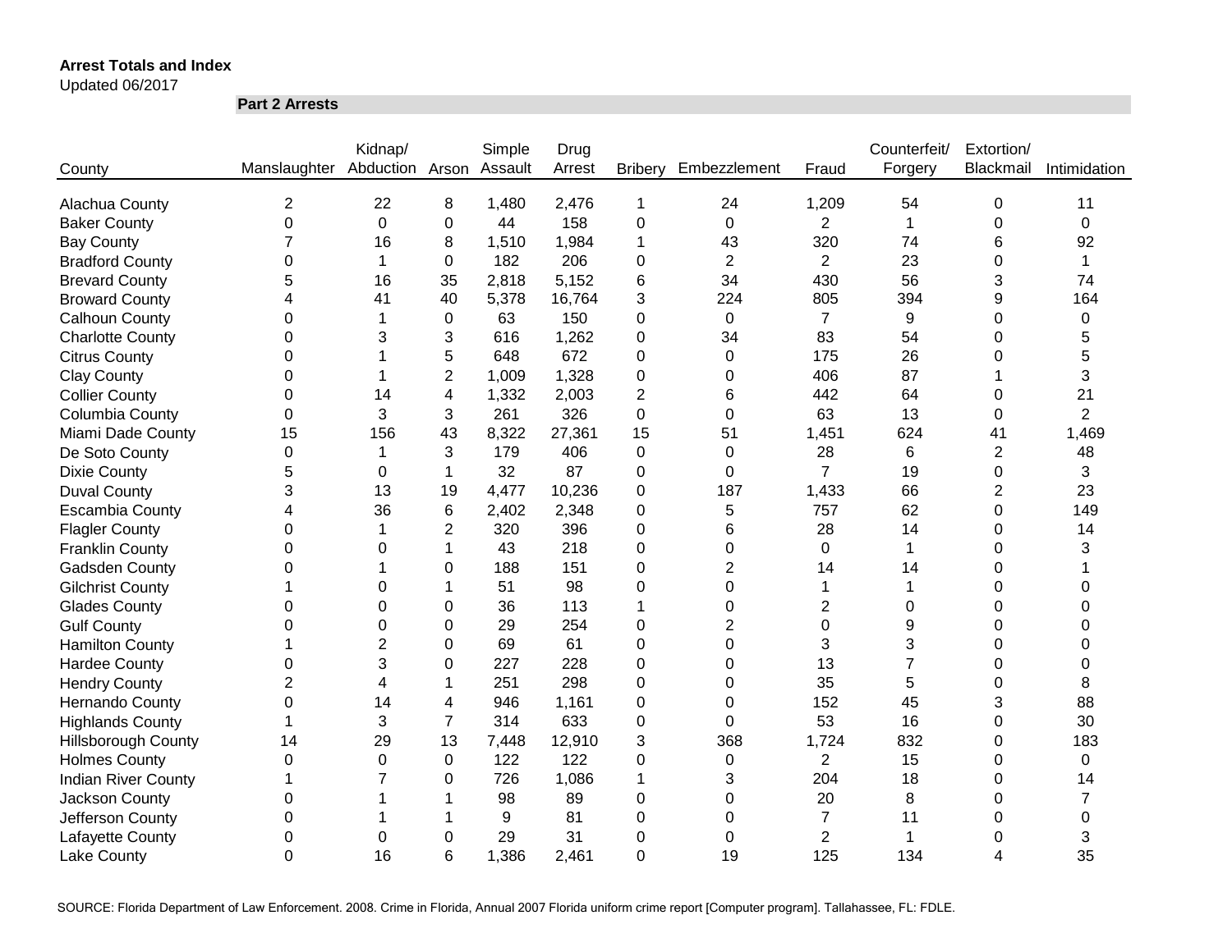**Arrest Totals and Index**

Updated 06/2017

**Part 2 Arrests**

| County | Manslaughter | Kidnap/ Abduction | Arson | Simple Assault | Drug Arrest | Bribery | Embezzlement | Fraud | Counterfeit/ Forgery | Extortion/ Blackmail | Intimidation |
|---|---|---|---|---|---|---|---|---|---|---|---|
| Alachua County | 2 | 22 | 8 | 1,480 | 2,476 | 1 | 24 | 1,209 | 54 | 0 | 11 |
| Baker County | 0 | 0 | 0 | 44 | 158 | 0 | 0 | 2 | 1 | 0 | 0 |
| Bay County | 7 | 16 | 8 | 1,510 | 1,984 | 1 | 43 | 320 | 74 | 6 | 92 |
| Bradford County | 0 | 1 | 0 | 182 | 206 | 0 | 2 | 2 | 23 | 0 | 1 |
| Brevard County | 5 | 16 | 35 | 2,818 | 5,152 | 6 | 34 | 430 | 56 | 3 | 74 |
| Broward County | 4 | 41 | 40 | 5,378 | 16,764 | 3 | 224 | 805 | 394 | 9 | 164 |
| Calhoun County | 0 | 1 | 0 | 63 | 150 | 0 | 0 | 7 | 9 | 0 | 0 |
| Charlotte County | 0 | 3 | 3 | 616 | 1,262 | 0 | 34 | 83 | 54 | 0 | 5 |
| Citrus County | 0 | 1 | 5 | 648 | 672 | 0 | 0 | 175 | 26 | 0 | 5 |
| Clay County | 0 | 1 | 2 | 1,009 | 1,328 | 0 | 0 | 406 | 87 | 1 | 3 |
| Collier County | 0 | 14 | 4 | 1,332 | 2,003 | 2 | 6 | 442 | 64 | 0 | 21 |
| Columbia County | 0 | 3 | 3 | 261 | 326 | 0 | 0 | 63 | 13 | 0 | 2 |
| Miami Dade County | 15 | 156 | 43 | 8,322 | 27,361 | 15 | 51 | 1,451 | 624 | 41 | 1,469 |
| De Soto County | 0 | 1 | 3 | 179 | 406 | 0 | 0 | 28 | 6 | 2 | 48 |
| Dixie County | 5 | 0 | 1 | 32 | 87 | 0 | 0 | 7 | 19 | 0 | 3 |
| Duval County | 3 | 13 | 19 | 4,477 | 10,236 | 0 | 187 | 1,433 | 66 | 2 | 23 |
| Escambia County | 4 | 36 | 6 | 2,402 | 2,348 | 0 | 5 | 757 | 62 | 0 | 149 |
| Flagler County | 0 | 1 | 2 | 320 | 396 | 0 | 6 | 28 | 14 | 0 | 14 |
| Franklin County | 0 | 0 | 1 | 43 | 218 | 0 | 0 | 0 | 1 | 0 | 3 |
| Gadsden County | 0 | 1 | 0 | 188 | 151 | 0 | 2 | 14 | 14 | 0 | 1 |
| Gilchrist County | 1 | 0 | 1 | 51 | 98 | 0 | 0 | 1 | 1 | 0 | 0 |
| Glades County | 0 | 0 | 0 | 36 | 113 | 1 | 0 | 2 | 0 | 0 | 0 |
| Gulf County | 0 | 0 | 0 | 29 | 254 | 0 | 2 | 0 | 9 | 0 | 0 |
| Hamilton County | 1 | 2 | 0 | 69 | 61 | 0 | 0 | 3 | 3 | 0 | 0 |
| Hardee County | 0 | 3 | 0 | 227 | 228 | 0 | 0 | 13 | 7 | 0 | 0 |
| Hendry County | 2 | 4 | 1 | 251 | 298 | 0 | 0 | 35 | 5 | 0 | 8 |
| Hernando County | 0 | 14 | 4 | 946 | 1,161 | 0 | 0 | 152 | 45 | 3 | 88 |
| Highlands County | 1 | 3 | 7 | 314 | 633 | 0 | 0 | 53 | 16 | 0 | 30 |
| Hillsborough County | 14 | 29 | 13 | 7,448 | 12,910 | 3 | 368 | 1,724 | 832 | 0 | 183 |
| Holmes County | 0 | 0 | 0 | 122 | 122 | 0 | 0 | 2 | 15 | 0 | 0 |
| Indian River County | 1 | 7 | 0 | 726 | 1,086 | 1 | 3 | 204 | 18 | 0 | 14 |
| Jackson County | 0 | 1 | 1 | 98 | 89 | 0 | 0 | 20 | 8 | 0 | 7 |
| Jefferson County | 0 | 1 | 1 | 9 | 81 | 0 | 0 | 7 | 11 | 0 | 0 |
| Lafayette County | 0 | 0 | 0 | 29 | 31 | 0 | 0 | 2 | 1 | 0 | 3 |
| Lake County | 0 | 16 | 6 | 1,386 | 2,461 | 0 | 19 | 125 | 134 | 4 | 35 |

SOURCE: Florida Department of Law Enforcement. 2008. Crime in Florida, Annual 2007 Florida uniform crime report [Computer program]. Tallahassee, FL: FDLE.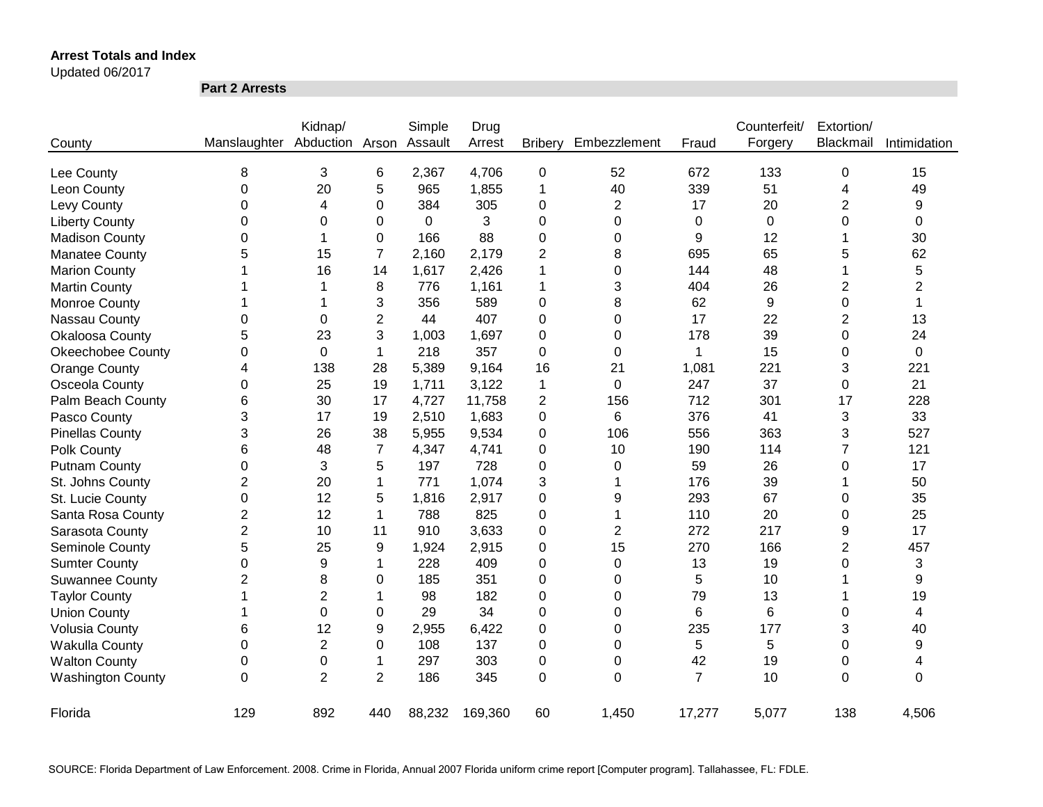**Arrest Totals and Index**

Updated 06/2017

| | Part 2 Arrests | | | | | | | | | | |
|---|---|---|---|---|---|---|---|---|---|---|---|
| County | Manslaughter | Kidnap/ Abduction | Arson | Simple Assault | Drug Arrest | Bribery | Embezzlement | Fraud | Counterfeit/ Forgery | Extortion/ Blackmail | Intimidation |
| Lee County | 8 | 3 | 6 | 2,367 | 4,706 | 0 | 52 | 672 | 133 | 0 | 15 |
| Leon County | 0 | 20 | 5 | 965 | 1,855 | 1 | 40 | 339 | 51 | 4 | 49 |
| Levy County | 0 | 4 | 0 | 384 | 305 | 0 | 2 | 17 | 20 | 2 | 9 |
| Liberty County | 0 | 0 | 0 | 0 | 3 | 0 | 0 | 0 | 0 | 0 | 0 |
| Madison County | 0 | 1 | 0 | 166 | 88 | 0 | 0 | 9 | 12 | 1 | 30 |
| Manatee County | 5 | 15 | 7 | 2,160 | 2,179 | 2 | 8 | 695 | 65 | 5 | 62 |
| Marion County | 1 | 16 | 14 | 1,617 | 2,426 | 1 | 0 | 144 | 48 | 1 | 5 |
| Martin County | 1 | 1 | 8 | 776 | 1,161 | 1 | 3 | 404 | 26 | 2 | 2 |
| Monroe County | 1 | 1 | 3 | 356 | 589 | 0 | 8 | 62 | 9 | 0 | 1 |
| Nassau County | 0 | 0 | 2 | 44 | 407 | 0 | 0 | 17 | 22 | 2 | 13 |
| Okaloosa County | 5 | 23 | 3 | 1,003 | 1,697 | 0 | 0 | 178 | 39 | 0 | 24 |
| Okeechobee County | 0 | 0 | 1 | 218 | 357 | 0 | 0 | 1 | 15 | 0 | 0 |
| Orange County | 4 | 138 | 28 | 5,389 | 9,164 | 16 | 21 | 1,081 | 221 | 3 | 221 |
| Osceola County | 0 | 25 | 19 | 1,711 | 3,122 | 1 | 0 | 247 | 37 | 0 | 21 |
| Palm Beach County | 6 | 30 | 17 | 4,727 | 11,758 | 2 | 156 | 712 | 301 | 17 | 228 |
| Pasco County | 3 | 17 | 19 | 2,510 | 1,683 | 0 | 6 | 376 | 41 | 3 | 33 |
| Pinellas County | 3 | 26 | 38 | 5,955 | 9,534 | 0 | 106 | 556 | 363 | 3 | 527 |
| Polk County | 6 | 48 | 7 | 4,347 | 4,741 | 0 | 10 | 190 | 114 | 7 | 121 |
| Putnam County | 0 | 3 | 5 | 197 | 728 | 0 | 0 | 59 | 26 | 0 | 17 |
| St. Johns County | 2 | 20 | 1 | 771 | 1,074 | 3 | 1 | 176 | 39 | 1 | 50 |
| St. Lucie County | 0 | 12 | 5 | 1,816 | 2,917 | 0 | 9 | 293 | 67 | 0 | 35 |
| Santa Rosa County | 2 | 12 | 1 | 788 | 825 | 0 | 1 | 110 | 20 | 0 | 25 |
| Sarasota County | 2 | 10 | 11 | 910 | 3,633 | 0 | 2 | 272 | 217 | 9 | 17 |
| Seminole County | 5 | 25 | 9 | 1,924 | 2,915 | 0 | 15 | 270 | 166 | 2 | 457 |
| Sumter County | 0 | 9 | 1 | 228 | 409 | 0 | 0 | 13 | 19 | 0 | 3 |
| Suwannee County | 2 | 8 | 0 | 185 | 351 | 0 | 0 | 5 | 10 | 1 | 9 |
| Taylor County | 1 | 2 | 1 | 98 | 182 | 0 | 0 | 79 | 13 | 1 | 19 |
| Union County | 1 | 0 | 0 | 29 | 34 | 0 | 0 | 6 | 6 | 0 | 4 |
| Volusia County | 6 | 12 | 9 | 2,955 | 6,422 | 0 | 0 | 235 | 177 | 3 | 40 |
| Wakulla County | 0 | 2 | 0 | 108 | 137 | 0 | 0 | 5 | 5 | 0 | 9 |
| Walton County | 0 | 0 | 1 | 297 | 303 | 0 | 0 | 42 | 19 | 0 | 4 |
| Washington County | 0 | 2 | 2 | 186 | 345 | 0 | 0 | 7 | 10 | 0 | 0 |
| Florida | 129 | 892 | 440 | 88,232 | 169,360 | 60 | 1,450 | 17,277 | 5,077 | 138 | 4,506 |

SOURCE: Florida Department of Law Enforcement. 2008. Crime in Florida, Annual 2007 Florida uniform crime report [Computer program]. Tallahassee, FL: FDLE.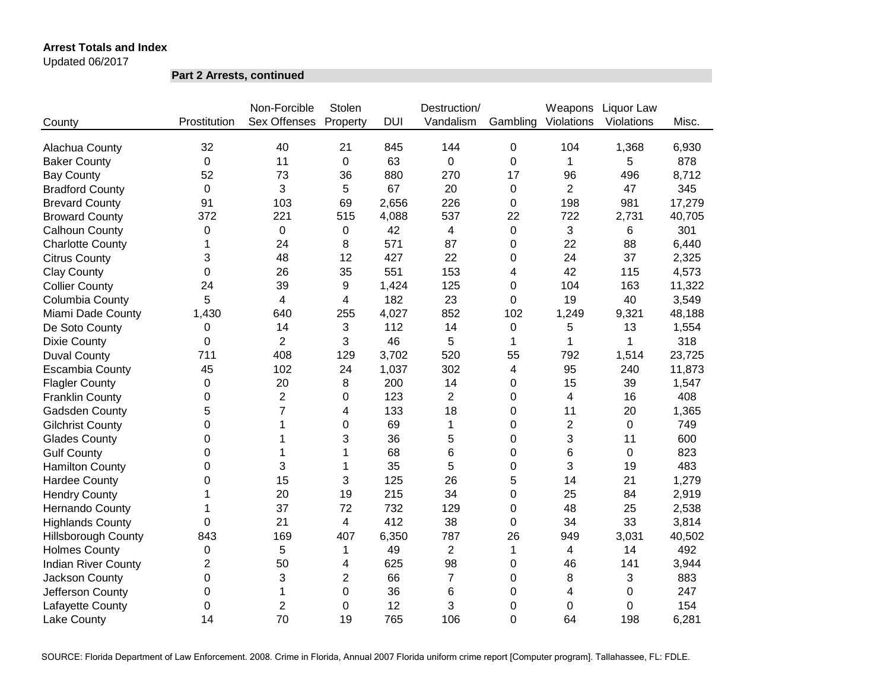**Arrest Totals and Index**
Updated 06/2017

**Part 2 Arrests, continued**

| County | Prostitution | Non-Forcible Sex Offenses | Stolen Property | DUI | Destruction/ Vandalism | Gambling | Weapons Violations | Liquor Law Violations | Misc. |
|---|---|---|---|---|---|---|---|---|---|
| Alachua County | 32 | 40 | 21 | 845 | 144 | 0 | 104 | 1,368 | 6,930 |
| Baker County | 0 | 11 | 0 | 63 | 0 | 0 | 1 | 5 | 878 |
| Bay County | 52 | 73 | 36 | 880 | 270 | 17 | 96 | 496 | 8,712 |
| Bradford County | 0 | 3 | 5 | 67 | 20 | 0 | 2 | 47 | 345 |
| Brevard County | 91 | 103 | 69 | 2,656 | 226 | 0 | 198 | 981 | 17,279 |
| Broward County | 372 | 221 | 515 | 4,088 | 537 | 22 | 722 | 2,731 | 40,705 |
| Calhoun County | 0 | 0 | 0 | 42 | 4 | 0 | 3 | 6 | 301 |
| Charlotte County | 1 | 24 | 8 | 571 | 87 | 0 | 22 | 88 | 6,440 |
| Citrus County | 3 | 48 | 12 | 427 | 22 | 0 | 24 | 37 | 2,325 |
| Clay County | 0 | 26 | 35 | 551 | 153 | 4 | 42 | 115 | 4,573 |
| Collier County | 24 | 39 | 9 | 1,424 | 125 | 0 | 104 | 163 | 11,322 |
| Columbia County | 5 | 4 | 4 | 182 | 23 | 0 | 19 | 40 | 3,549 |
| Miami Dade County | 1,430 | 640 | 255 | 4,027 | 852 | 102 | 1,249 | 9,321 | 48,188 |
| De Soto County | 0 | 14 | 3 | 112 | 14 | 0 | 5 | 13 | 1,554 |
| Dixie County | 0 | 2 | 3 | 46 | 5 | 1 | 1 | 1 | 318 |
| Duval County | 711 | 408 | 129 | 3,702 | 520 | 55 | 792 | 1,514 | 23,725 |
| Escambia County | 45 | 102 | 24 | 1,037 | 302 | 4 | 95 | 240 | 11,873 |
| Flagler County | 0 | 20 | 8 | 200 | 14 | 0 | 15 | 39 | 1,547 |
| Franklin County | 0 | 2 | 0 | 123 | 2 | 0 | 4 | 16 | 408 |
| Gadsden County | 5 | 7 | 4 | 133 | 18 | 0 | 11 | 20 | 1,365 |
| Gilchrist County | 0 | 1 | 0 | 69 | 1 | 0 | 2 | 0 | 749 |
| Glades County | 0 | 1 | 3 | 36 | 5 | 0 | 3 | 11 | 600 |
| Gulf County | 0 | 1 | 1 | 68 | 6 | 0 | 6 | 0 | 823 |
| Hamilton County | 0 | 3 | 1 | 35 | 5 | 0 | 3 | 19 | 483 |
| Hardee County | 0 | 15 | 3 | 125 | 26 | 5 | 14 | 21 | 1,279 |
| Hendry County | 1 | 20 | 19 | 215 | 34 | 0 | 25 | 84 | 2,919 |
| Hernando County | 1 | 37 | 72 | 732 | 129 | 0 | 48 | 25 | 2,538 |
| Highlands County | 0 | 21 | 4 | 412 | 38 | 0 | 34 | 33 | 3,814 |
| Hillsborough County | 843 | 169 | 407 | 6,350 | 787 | 26 | 949 | 3,031 | 40,502 |
| Holmes County | 0 | 5 | 1 | 49 | 2 | 1 | 4 | 14 | 492 |
| Indian River County | 2 | 50 | 4 | 625 | 98 | 0 | 46 | 141 | 3,944 |
| Jackson County | 0 | 3 | 2 | 66 | 7 | 0 | 8 | 3 | 883 |
| Jefferson County | 0 | 1 | 0 | 36 | 6 | 0 | 4 | 0 | 247 |
| Lafayette County | 0 | 2 | 0 | 12 | 3 | 0 | 0 | 0 | 154 |
| Lake County | 14 | 70 | 19 | 765 | 106 | 0 | 64 | 198 | 6,281 |

SOURCE: Florida Department of Law Enforcement. 2008. Crime in Florida, Annual 2007 Florida uniform crime report [Computer program]. Tallahassee, FL: FDLE.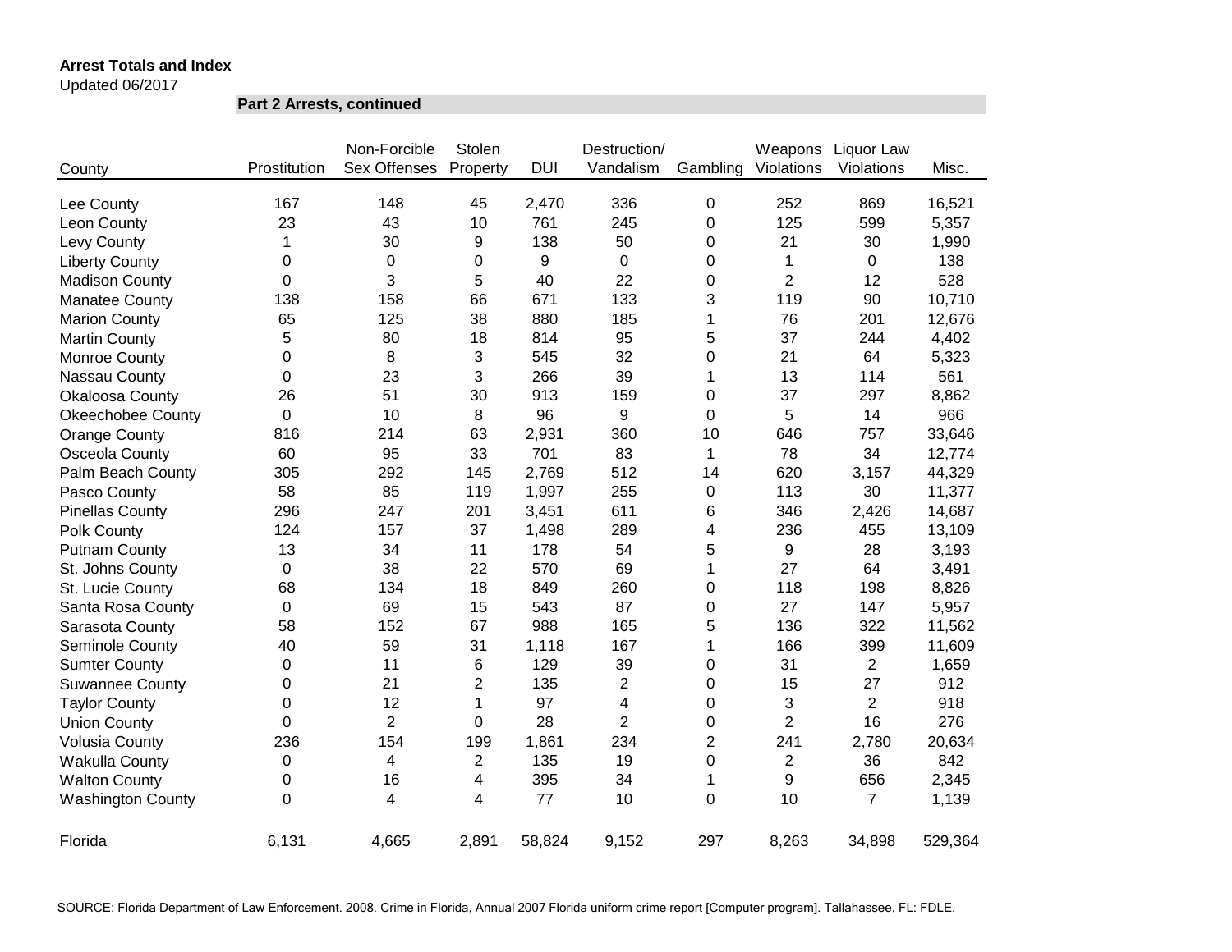**Arrest Totals and Index**
Updated 06/2017

**Part 2 Arrests, continued**

| County | Prostitution | Non-Forcible Sex Offenses | Stolen Property | DUI | Destruction/ Vandalism | Gambling | Weapons Violations | Liquor Law Violations | Misc. |
|---|---|---|---|---|---|---|---|---|---|
| Lee County | 167 | 148 | 45 | 2,470 | 336 | 0 | 252 | 869 | 16,521 |
| Leon County | 23 | 43 | 10 | 761 | 245 | 0 | 125 | 599 | 5,357 |
| Levy County | 1 | 30 | 9 | 138 | 50 | 0 | 21 | 30 | 1,990 |
| Liberty County | 0 | 0 | 0 | 9 | 0 | 0 | 1 | 0 | 138 |
| Madison County | 0 | 3 | 5 | 40 | 22 | 0 | 2 | 12 | 528 |
| Manatee County | 138 | 158 | 66 | 671 | 133 | 3 | 119 | 90 | 10,710 |
| Marion County | 65 | 125 | 38 | 880 | 185 | 1 | 76 | 201 | 12,676 |
| Martin County | 5 | 80 | 18 | 814 | 95 | 5 | 37 | 244 | 4,402 |
| Monroe County | 0 | 8 | 3 | 545 | 32 | 0 | 21 | 64 | 5,323 |
| Nassau County | 0 | 23 | 3 | 266 | 39 | 1 | 13 | 114 | 561 |
| Okaloosa County | 26 | 51 | 30 | 913 | 159 | 0 | 37 | 297 | 8,862 |
| Okeechobee County | 0 | 10 | 8 | 96 | 9 | 0 | 5 | 14 | 966 |
| Orange County | 816 | 214 | 63 | 2,931 | 360 | 10 | 646 | 757 | 33,646 |
| Osceola County | 60 | 95 | 33 | 701 | 83 | 1 | 78 | 34 | 12,774 |
| Palm Beach County | 305 | 292 | 145 | 2,769 | 512 | 14 | 620 | 3,157 | 44,329 |
| Pasco County | 58 | 85 | 119 | 1,997 | 255 | 0 | 113 | 30 | 11,377 |
| Pinellas County | 296 | 247 | 201 | 3,451 | 611 | 6 | 346 | 2,426 | 14,687 |
| Polk County | 124 | 157 | 37 | 1,498 | 289 | 4 | 236 | 455 | 13,109 |
| Putnam County | 13 | 34 | 11 | 178 | 54 | 5 | 9 | 28 | 3,193 |
| St. Johns County | 0 | 38 | 22 | 570 | 69 | 1 | 27 | 64 | 3,491 |
| St. Lucie County | 68 | 134 | 18 | 849 | 260 | 0 | 118 | 198 | 8,826 |
| Santa Rosa County | 0 | 69 | 15 | 543 | 87 | 0 | 27 | 147 | 5,957 |
| Sarasota County | 58 | 152 | 67 | 988 | 165 | 5 | 136 | 322 | 11,562 |
| Seminole County | 40 | 59 | 31 | 1,118 | 167 | 1 | 166 | 399 | 11,609 |
| Sumter County | 0 | 11 | 6 | 129 | 39 | 0 | 31 | 2 | 1,659 |
| Suwannee County | 0 | 21 | 2 | 135 | 2 | 0 | 15 | 27 | 912 |
| Taylor County | 0 | 12 | 1 | 97 | 4 | 0 | 3 | 2 | 918 |
| Union County | 0 | 2 | 0 | 28 | 2 | 0 | 2 | 16 | 276 |
| Volusia County | 236 | 154 | 199 | 1,861 | 234 | 2 | 241 | 2,780 | 20,634 |
| Wakulla County | 0 | 4 | 2 | 135 | 19 | 0 | 2 | 36 | 842 |
| Walton County | 0 | 16 | 4 | 395 | 34 | 1 | 9 | 656 | 2,345 |
| Washington County | 0 | 4 | 4 | 77 | 10 | 0 | 10 | 7 | 1,139 |
| Florida | 6,131 | 4,665 | 2,891 | 58,824 | 9,152 | 297 | 8,263 | 34,898 | 529,364 |

SOURCE: Florida Department of Law Enforcement. 2008. Crime in Florida, Annual 2007 Florida uniform crime report [Computer program]. Tallahassee, FL: FDLE.